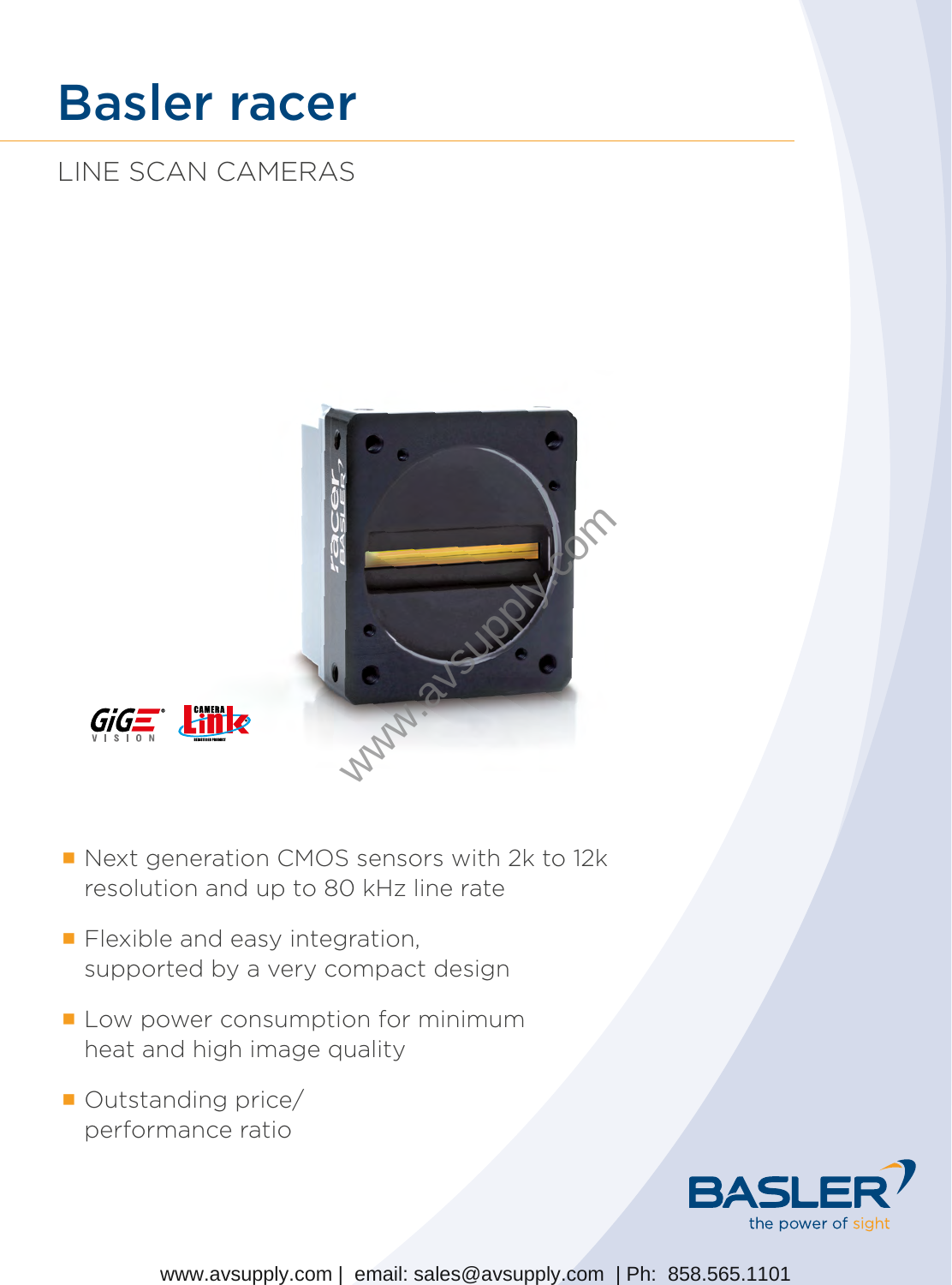# Basler racer

## LINE SCAN CAMERAS

- Next generation CMOS sensors with 2k to 12k resolution and up to 80 kHz line rate
- Flexible and easy integration, supported by a very compact design
- Low power consumption for minimum heat and high image quality
- Outstanding price/ performance ratio

BASLER
the power of sight

www.avsupply.com | email: sales@avsupply.com | Ph: 858.565.1101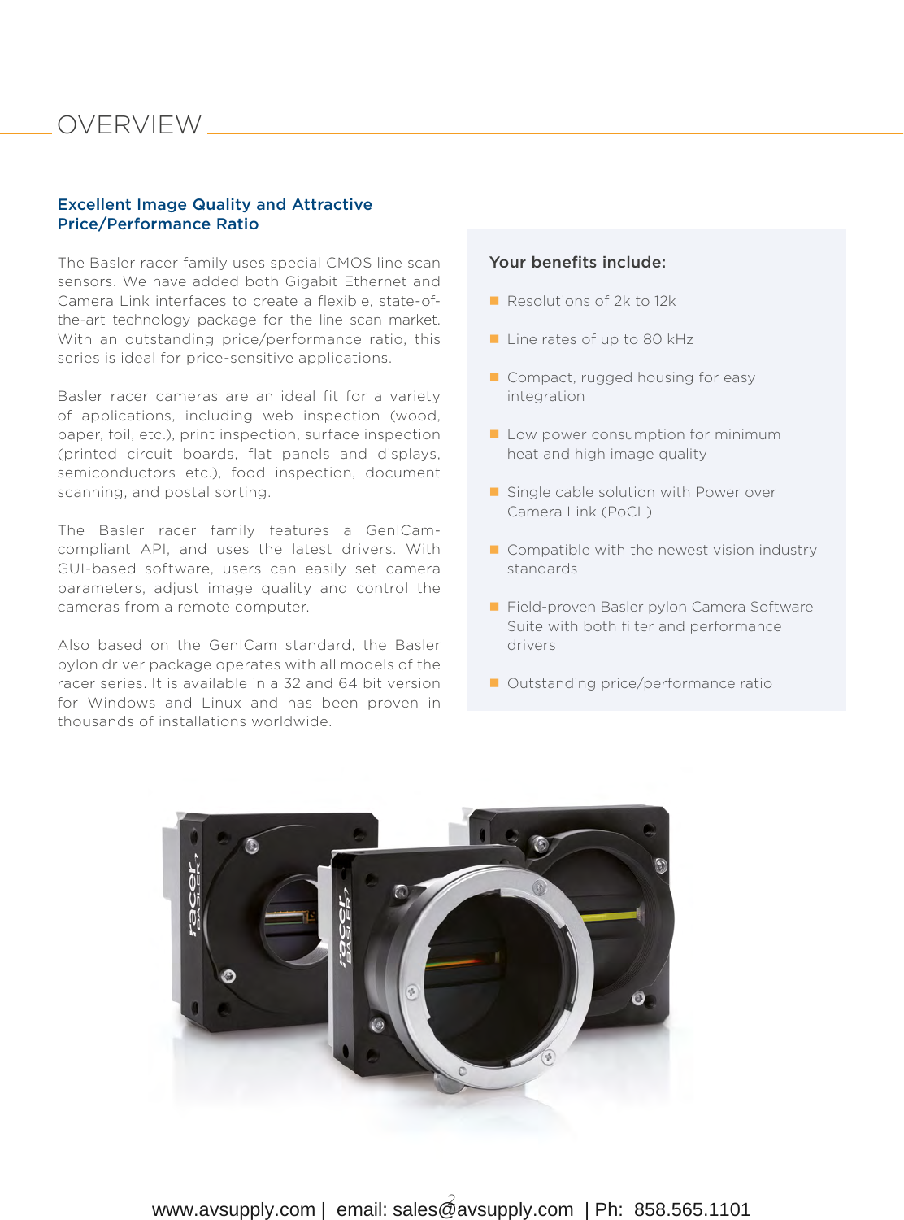# OVERVIEW

## Excellent Image Quality and Attractive Price/Performance Ratio

The Basler racer family uses special CMOS line scan sensors. We have added both Gigabit Ethernet and Camera Link interfaces to create a flexible, state-of-the-art technology package for the line scan market. With an outstanding price/performance ratio, this series is ideal for price-sensitive applications.

Basler racer cameras are an ideal fit for a variety of applications, including web inspection (wood, paper, foil, etc.), print inspection, surface inspection (printed circuit boards, flat panels and displays, semiconductors etc.), food inspection, document scanning, and postal sorting.

The Basler racer family features a GenICam-compliant API, and uses the latest drivers. With GUI-based software, users can easily set camera parameters, adjust image quality and control the cameras from a remote computer.

Also based on the GenICam standard, the Basler pylon driver package operates with all models of the racer series. It is available in a 32 and 64 bit version for Windows and Linux and has been proven in thousands of installations worldwide.

**Your benefits include:**

- Resolutions of 2k to 12k
- Line rates of up to 80 kHz
- Compact, rugged housing for easy integration
- Low power consumption for minimum heat and high image quality
- Single cable solution with Power over Camera Link (PoCL)
- Compatible with the newest vision industry standards
- Field-proven Basler pylon Camera Software Suite with both filter and performance drivers
- Outstanding price/performance ratio

www.avsupply.com | email: sales@avsupply.com | Ph: 858.565.1101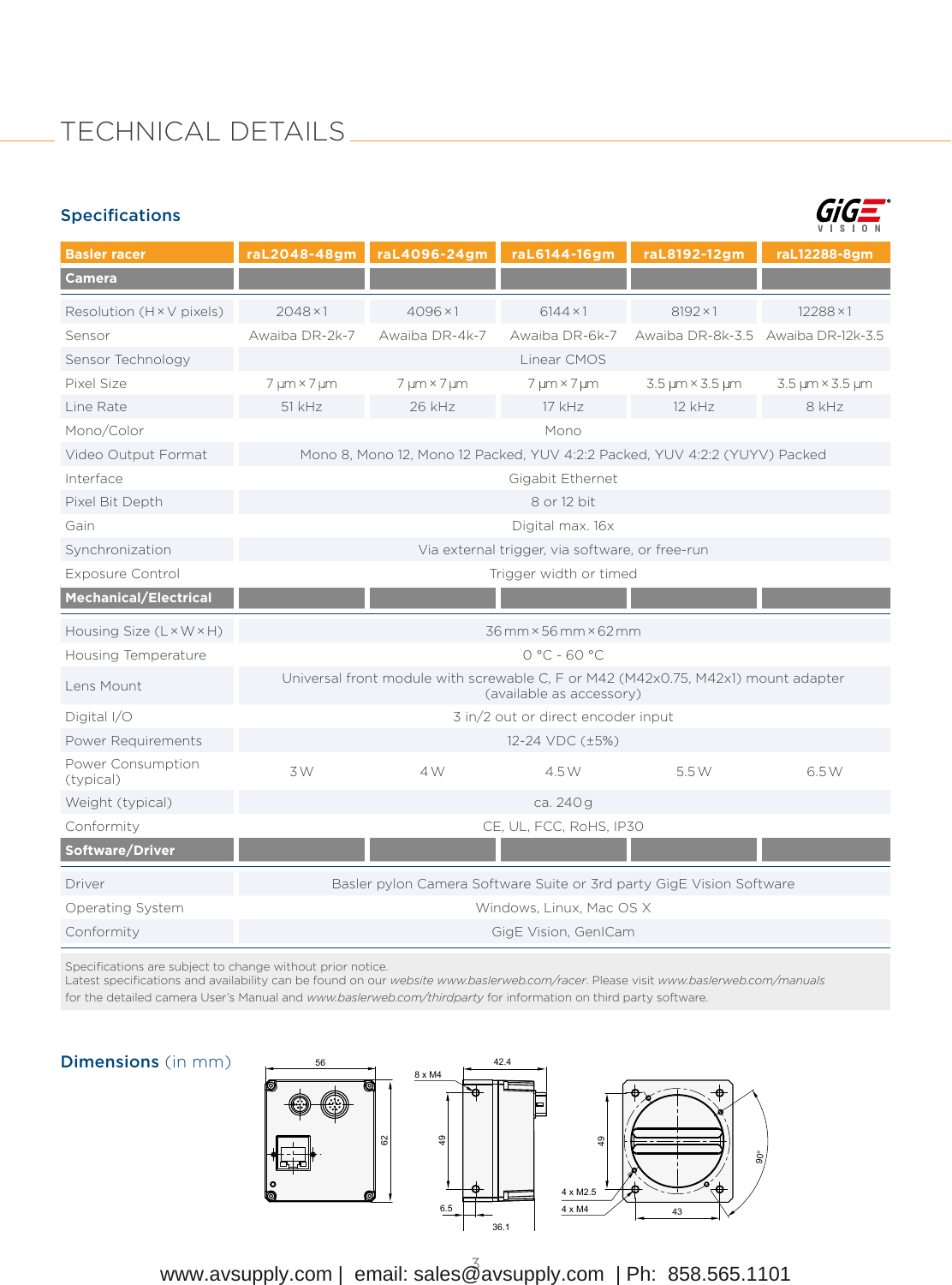# TECHNICAL DETAILS

## Specifications

| Basler racer | raL2048-48gm | raL4096-24gm | raL6144-16gm | raL8192-12gm | raL12288-8gm |
|---|---|---|---|---|---|
| **Camera** | | | | | |
| Resolution (H × V pixels) | 2048 × 1 | 4096 × 1 | 6144 × 1 | 8192 × 1 | 12288 × 1 |
| Sensor | Awaiba DR-2k-7 | Awaiba DR-4k-7 | Awaiba DR-6k-7 | Awaiba DR-8k-3.5 | Awaiba DR-12k-3.5 |
| Sensor Technology | Linear CMOS | | | | |
| Pixel Size | 7 µm × 7 µm | 7 µm × 7 µm | 7 µm × 7 µm | 3.5 µm × 3.5 µm | 3.5 µm × 3.5 µm |
| Line Rate | 51 kHz | 26 kHz | 17 kHz | 12 kHz | 8 kHz |
| Mono/Color | Mono | | | | |
| Video Output Format | Mono 8, Mono 12, Mono 12 Packed, YUV 4:2:2 Packed, YUV 4:2:2 (YUYV) Packed | | | | |
| Interface | Gigabit Ethernet | | | | |
| Pixel Bit Depth | 8 or 12 bit | | | | |
| Gain | Digital max. 16x | | | | |
| Synchronization | Via external trigger, via software, or free-run | | | | |
| Exposure Control | Trigger width or timed | | | | |
| **Mechanical/Electrical** | | | | | |
| Housing Size (L × W × H) | 36 mm × 56 mm × 62 mm | | | | |
| Housing Temperature | 0 °C - 60 °C | | | | |
| Lens Mount | Universal front module with screwable C, F or M42 (M42x0.75, M42x1) mount adapter (available as accessory) | | | | |
| Digital I/O | 3 in/2 out or direct encoder input | | | | |
| Power Requirements | 12-24 VDC (±5%) | | | | |
| Power Consumption (typical) | 3 W | 4 W | 4.5 W | 5.5 W | 6.5 W |
| Weight (typical) | ca. 240 g | | | | |
| Conformity | CE, UL, FCC, RoHS, IP30 | | | | |
| **Software/Driver** | | | | | |
| Driver | Basler pylon Camera Software Suite or 3rd party GigE Vision Software | | | | |
| Operating System | Windows, Linux, Mac OS X | | | | |
| Conformity | GigE Vision, GenICam | | | | |

Specifications are subject to change without prior notice.
Latest specifications and availability can be found on our *website www.baslerweb.com/racer*. Please visit *www.baslerweb.com/manuals* for the detailed camera User's Manual and *www.baslerweb.com/thirdparty* for information on third party software.

## Dimensions (in mm)

56 | 62 | 8 x M4 | 42.4 | 49 | 6.5 | 36.1 | 49 | 4 x M2.5 | 4 x M4 | 43 | 90°

www.avsupply.com | email: sales@avsupply.com | Ph: 858.565.1101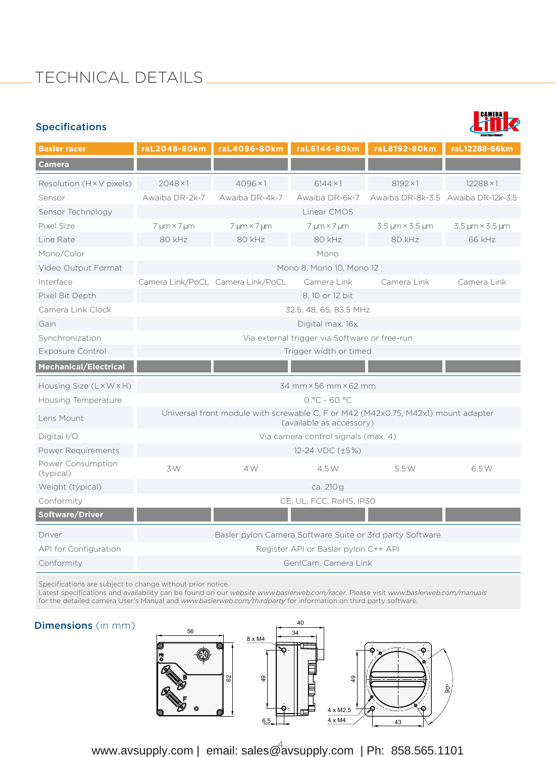# TECHNICAL DETAILS

## Specifications

| Basler racer | raL2048-80km | raL4096-80km | raL6144-80km | raL8192-80km | raL12288-66km |
|---|---|---|---|---|---|
| **Camera** | | | | | |
| Resolution (H × V pixels) | 2048 × 1 | 4096 × 1 | 6144 × 1 | 8192 × 1 | 12288 × 1 |
| Sensor | Awaiba DR-2k-7 | Awaiba DR-4k-7 | Awaiba DR-6k-7 | Awaiba DR-8k-3.5 | Awaiba DR-12k-3.5 |
| Sensor Technology | Linear CMOS | | | | |
| Pixel Size | 7 µm × 7 µm | 7 µm × 7 µm | 7 µm × 7 µm | 3.5 µm × 3.5 µm | 3.5 µm × 3.5 µm |
| Line Rate | 80 kHz | 80 kHz | 80 kHz | 80 kHz | 66 kHz |
| Mono/Color | Mono | | | | |
| Video Output Format | Mono 8, Mono 10, Mono 12 | | | | |
| Interface | Camera Link/PoCL | Camera Link/PoCL | Camera Link | Camera Link | Camera Link |
| Pixel Bit Depth | 8, 10 or 12 bit | | | | |
| Camera Link Clock | 32.5, 48, 65, 83.5 MHz | | | | |
| Gain | Digital max. 16x | | | | |
| Synchronization | Via external trigger via Software or free-run | | | | |
| Exposure Control | Trigger width or timed | | | | |
| **Mechanical/Electrical** | | | | | |
| Housing Size (L × W × H) | 34 mm × 56 mm × 62 mm | | | | |
| Housing Temperature | 0 °C - 60 °C | | | | |
| Lens Mount | Universal front module with screwable C, F or M42 (M42x0.75, M42x1) mount adapter (available as accessory) | | | | |
| Digital I/O | Via camera control signals (max. 4) | | | | |
| Power Requirements | 12-24 VDC (±5%) | | | | |
| Power Consumption (typical) | 3 W | 4 W | 4.5 W | 5.5 W | 6.5 W |
| Weight (typical) | ca. 210 g | | | | |
| Conformity | CE, UL, FCC, RoHS, IP30 | | | | |
| **Software/Driver** | | | | | |
| Driver | Basler pylon Camera Software Suite or 3rd party Software | | | | |
| API for Configuration | Register API or Basler pylon C++ API | | | | |
| Conformity | GenICam, Camera Link | | | | |

Specifications are subject to change without prior notice.
Latest specifications and availability can be found on our *website www.baslerweb.com/racer*. Please visit *www.baslerweb.com/manuals* for the detailed camera User's Manual and *www.baslerweb.com/thirdparty* for information on third party software.

## Dimensions (in mm)

www.avsupply.com | email: sales@avsupply.com | Ph: 858.565.1101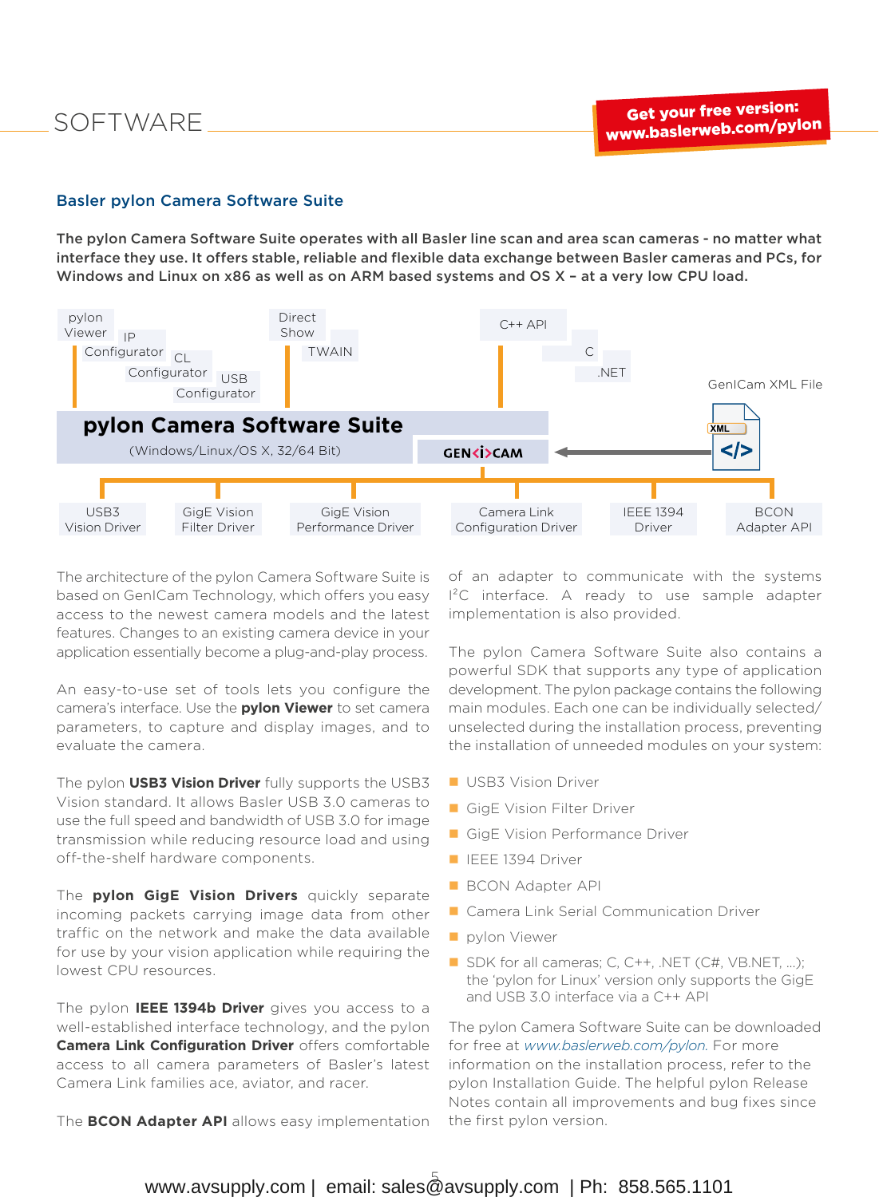# SOFTWARE

**Get your free version: www.baslerweb.com/pylon**

## Basler pylon Camera Software Suite

**The pylon Camera Software Suite operates with all Basler line scan and area scan cameras - no matter what interface they use. It offers stable, reliable and flexible data exchange between Basler cameras and PCs, for Windows and Linux on x86 as well as on ARM based systems and OS X – at a very low CPU load.**

pylon Viewer | IP Configurator | CL Configurator | USB Configurator | Direct Show | TWAIN | C++ API | C | .NET | GenICam XML File

**pylon Camera Software Suite**
(Windows/Linux/OS X, 32/64 Bit)

GEN<i>CAM

USB3 Vision Driver | GigE Vision Filter Driver | GigE Vision Performance Driver | Camera Link Configuration Driver | IEEE 1394 Driver | BCON Adapter API

The architecture of the pylon Camera Software Suite is based on GenICam Technology, which offers you easy access to the newest camera models and the latest features. Changes to an existing camera device in your application essentially become a plug-and-play process.

An easy-to-use set of tools lets you configure the camera's interface. Use the **pylon Viewer** to set camera parameters, to capture and display images, and to evaluate the camera.

The pylon **USB3 Vision Driver** fully supports the USB3 Vision standard. It allows Basler USB 3.0 cameras to use the full speed and bandwidth of USB 3.0 for image transmission while reducing resource load and using off-the-shelf hardware components.

The **pylon GigE Vision Drivers** quickly separate incoming packets carrying image data from other traffic on the network and make the data available for use by your vision application while requiring the lowest CPU resources.

The pylon **IEEE 1394b Driver** gives you access to a well-established interface technology, and the pylon **Camera Link Configuration Driver** offers comfortable access to all camera parameters of Basler's latest Camera Link families ace, aviator, and racer.

The **BCON Adapter API** allows easy implementation of an adapter to communicate with the systems I²C interface. A ready to use sample adapter implementation is also provided.

The pylon Camera Software Suite also contains a powerful SDK that supports any type of application development. The pylon package contains the following main modules. Each one can be individually selected/unselected during the installation process, preventing the installation of unneeded modules on your system:

- USB3 Vision Driver
- GigE Vision Filter Driver
- GigE Vision Performance Driver
- IEEE 1394 Driver
- BCON Adapter API
- Camera Link Serial Communication Driver
- pylon Viewer
- SDK for all cameras; C, C++, .NET (C#, VB.NET, ...); the 'pylon for Linux' version only supports the GigE and USB 3.0 interface via a C++ API

The pylon Camera Software Suite can be downloaded for free at *www.baslerweb.com/pylon*. For more information on the installation process, refer to the pylon Installation Guide. The helpful pylon Release Notes contain all improvements and bug fixes since the first pylon version.

www.avsupply.com | email: sales@avsupply.com | Ph: 858.565.1101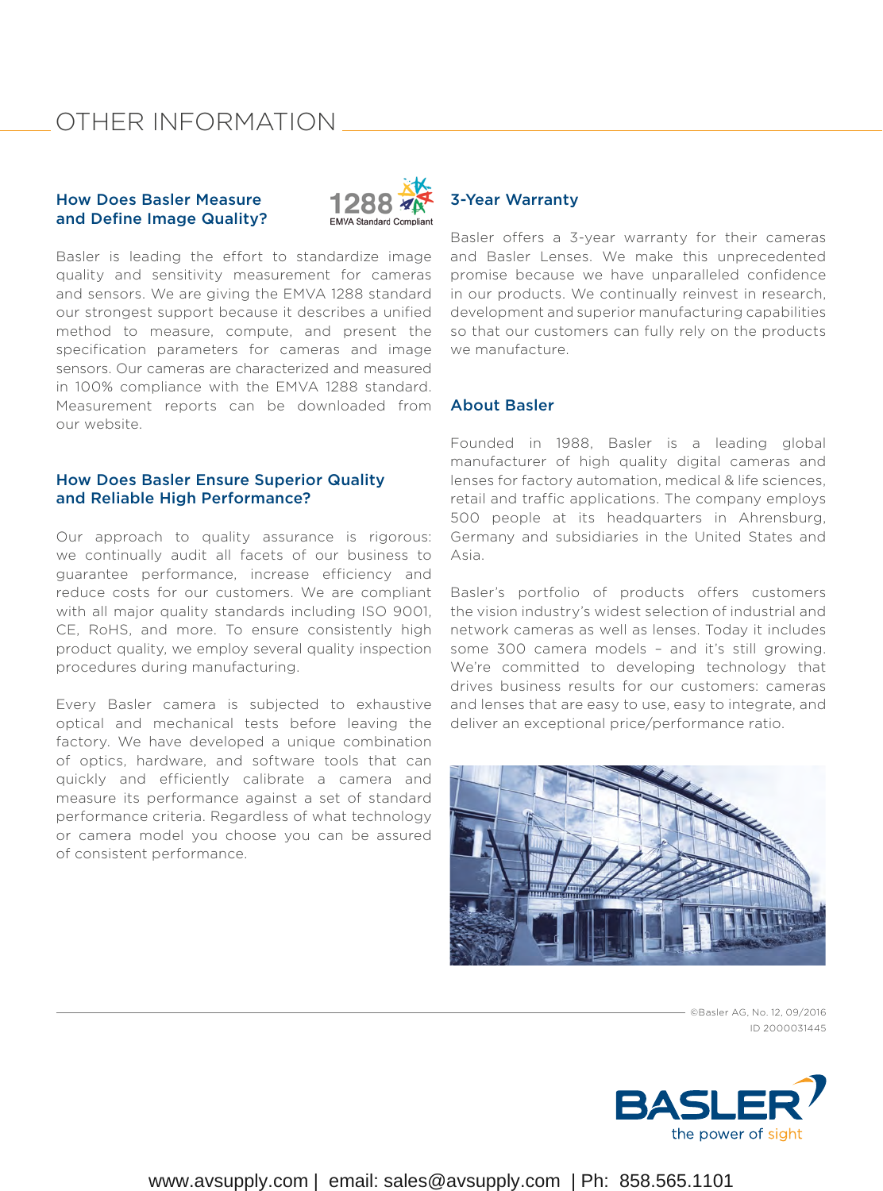# OTHER INFORMATION

## How Does Basler Measure and Define Image Quality?

1288 EMVA Standard Compliant

Basler is leading the effort to standardize image quality and sensitivity measurement for cameras and sensors. We are giving the EMVA 1288 standard our strongest support because it describes a unified method to measure, compute, and present the specification parameters for cameras and image sensors. Our cameras are characterized and measured in 100% compliance with the EMVA 1288 standard. Measurement reports can be downloaded from our website.

## How Does Basler Ensure Superior Quality and Reliable High Performance?

Our approach to quality assurance is rigorous: we continually audit all facets of our business to guarantee performance, increase efficiency and reduce costs for our customers. We are compliant with all major quality standards including ISO 9001, CE, RoHS, and more. To ensure consistently high product quality, we employ several quality inspection procedures during manufacturing.

Every Basler camera is subjected to exhaustive optical and mechanical tests before leaving the factory. We have developed a unique combination of optics, hardware, and software tools that can quickly and efficiently calibrate a camera and measure its performance against a set of standard performance criteria. Regardless of what technology or camera model you choose you can be assured of consistent performance.

## 3-Year Warranty

Basler offers a 3-year warranty for their cameras and Basler Lenses. We make this unprecedented promise because we have unparalleled confidence in our products. We continually reinvest in research, development and superior manufacturing capabilities so that our customers can fully rely on the products we manufacture.

## About Basler

Founded in 1988, Basler is a leading global manufacturer of high quality digital cameras and lenses for factory automation, medical & life sciences, retail and traffic applications. The company employs 500 people at its headquarters in Ahrensburg, Germany and subsidiaries in the United States and Asia.

Basler's portfolio of products offers customers the vision industry's widest selection of industrial and network cameras as well as lenses. Today it includes some 300 camera models – and it's still growing. We're committed to developing technology that drives business results for our customers: cameras and lenses that are easy to use, easy to integrate, and deliver an exceptional price/performance ratio.

©Basler AG, No. 12, 09/2016
ID 2000031445

BASLER the power of sight

www.avsupply.com | email: sales@avsupply.com | Ph: 858.565.1101